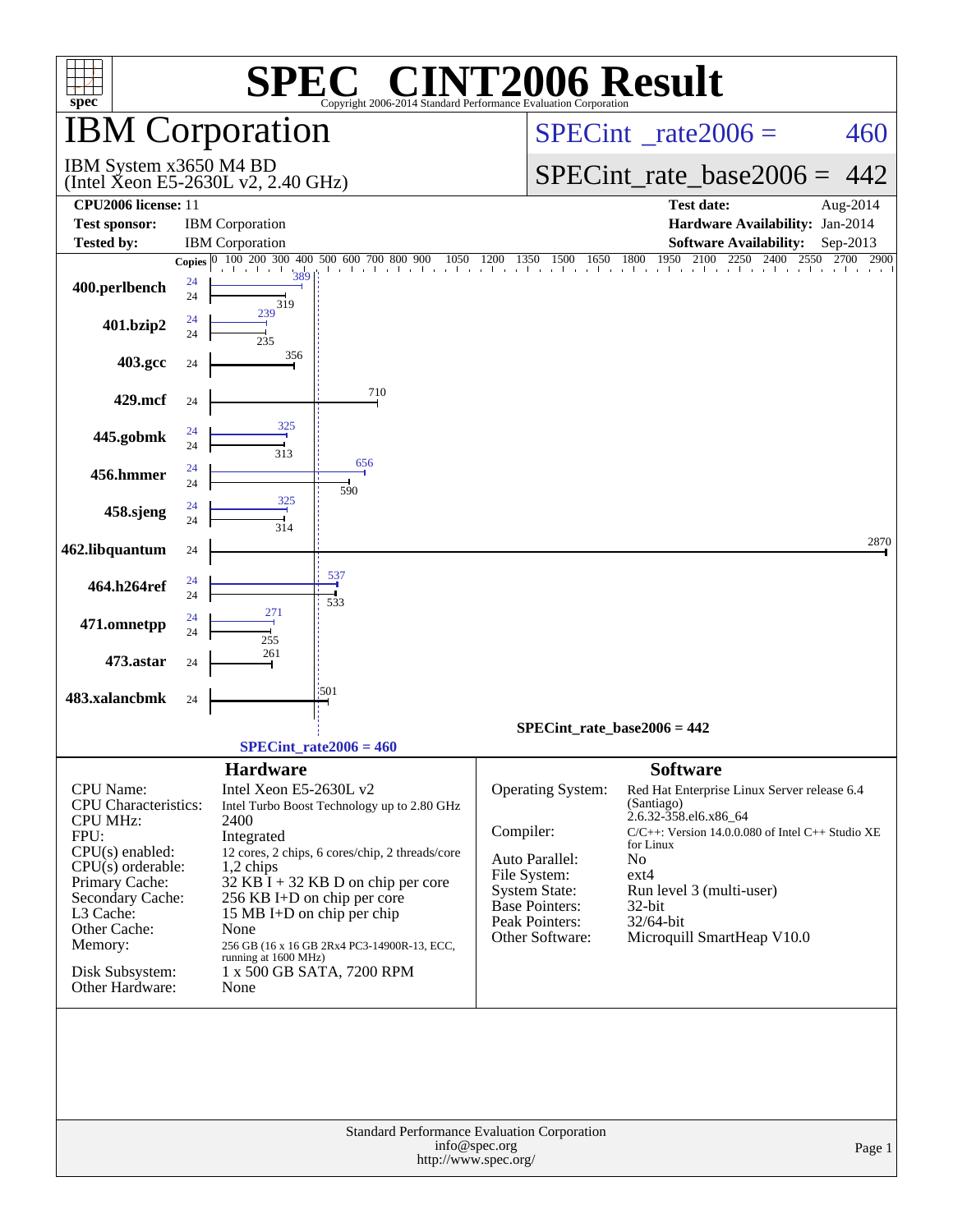# SPEC® CINT2006 Result

Copyright 2006-2014 Standard Performance Evaluation Corporation

## IBM Corporation

IBM System x3650 M4 BD
(Intel Xeon E5-2630L v2, 2.40 GHz)

SPECint_rate2006 = 460

SPECint_rate_base2006 = 442

| | | | |
|---|---|---|---|
| **CPU2006 license:** | 11 | **Test date:** | Aug-2014 |
| **Test sponsor:** | IBM Corporation | **Hardware Availability:** | Jan-2014 |
| **Tested by:** | IBM Corporation | **Software Availability:** | Sep-2013 |

| Benchmark | Copies (peak) | Peak | Copies (base) | Base |
|---|---|---|---|---|
| 400.perlbench | 24 | 389 | 24 | 319 |
| 401.bzip2 | 24 | 239 | 24 | 235 |
| 403.gcc | | | 24 | 356 |
| 429.mcf | | | 24 | 710 |
| 445.gobmk | 24 | 325 | 24 | 313 |
| 456.hmmer | 24 | 656 | 24 | 590 |
| 458.sjeng | 24 | 325 | 24 | 314 |
| 462.libquantum | | | 24 | 2870 |
| 464.h264ref | 24 | 537 | 24 | 533 |
| 471.omnetpp | 24 | 271 | 24 | 255 |
| 473.astar | | | 24 | 261 |
| 483.xalancbmk | | | 24 | 501 |

SPECint_rate_base2006 = 442

SPECint_rate2006 = 460

### Hardware

| | |
|---|---|
| CPU Name: | Intel Xeon E5-2630L v2 |
| CPU Characteristics: | Intel Turbo Boost Technology up to 2.80 GHz |
| CPU MHz: | 2400 |
| FPU: | Integrated |
| CPU(s) enabled: | 12 cores, 2 chips, 6 cores/chip, 2 threads/core |
| CPU(s) orderable: | 1,2 chips |
| Primary Cache: | 32 KB I + 32 KB D on chip per core |
| Secondary Cache: | 256 KB I+D on chip per core |
| L3 Cache: | 15 MB I+D on chip per chip |
| Other Cache: | None |
| Memory: | 256 GB (16 x 16 GB 2Rx4 PC3-14900R-13, ECC, running at 1600 MHz) |
| Disk Subsystem: | 1 x 500 GB SATA, 7200 RPM |
| Other Hardware: | None |

### Software

| | |
|---|---|
| Operating System: | Red Hat Enterprise Linux Server release 6.4 (Santiago) 2.6.32-358.el6.x86_64 |
| Compiler: | C/C++: Version 14.0.0.080 of Intel C++ Studio XE for Linux |
| Auto Parallel: | No |
| File System: | ext4 |
| System State: | Run level 3 (multi-user) |
| Base Pointers: | 32-bit |
| Peak Pointers: | 32/64-bit |
| Other Software: | Microquill SmartHeap V10.0 |

Standard Performance Evaluation Corporation
info@spec.org
http://www.spec.org/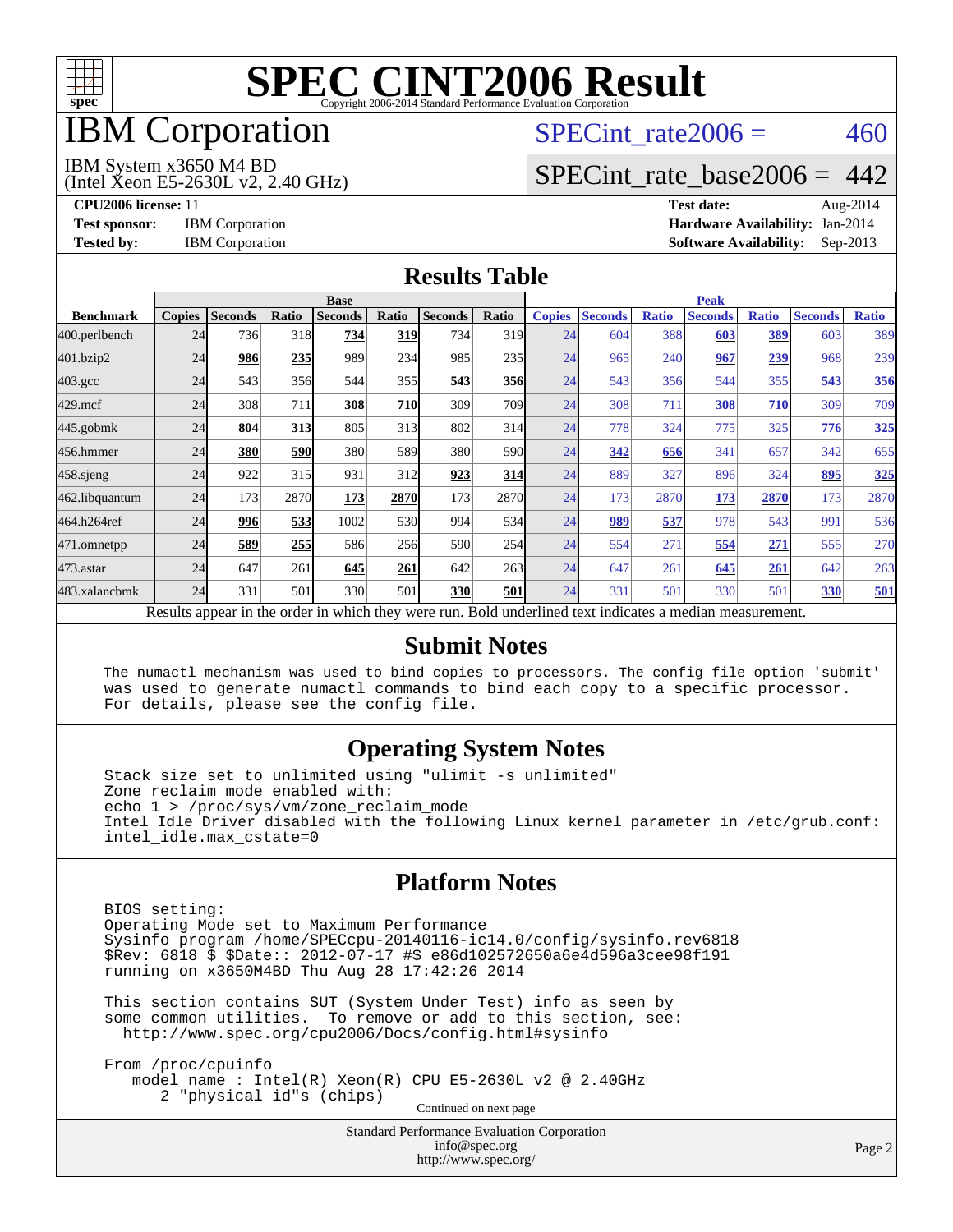# SPEC CINT2006 Result

Copyright 2006-2014 Standard Performance Evaluation Corporation

## IBM Corporation

IBM System x3650 M4 BD
(Intel Xeon E5-2630L v2, 2.40 GHz)

SPECint_rate2006 = 460

SPECint_rate_base2006 = 442

**CPU2006 license:** 11
**Test sponsor:** IBM Corporation
**Tested by:** IBM Corporation

**Test date:** Aug-2014
**Hardware Availability:** Jan-2014
**Software Availability:** Sep-2013

## Results Table

| | Base | | | | | | | Peak | | | | | | |
|---|---|---|---|---|---|---|---|---|---|---|---|---|---|---|
| **Benchmark** | **Copies** | **Seconds** | **Ratio** | **Seconds** | **Ratio** | **Seconds** | **Ratio** | **Copies** | **Seconds** | **Ratio** | **Seconds** | **Ratio** | **Seconds** | **Ratio** |
| 400.perlbench | 24 | 736 | 318 | **734** | **319** | 734 | 319 | 24 | 604 | 388 | **603** | **389** | 603 | 389 |
| 401.bzip2 | 24 | **986** | **235** | 989 | 234 | 985 | 235 | 24 | 965 | 240 | **967** | **239** | 968 | 239 |
| 403.gcc | 24 | 543 | 356 | 544 | 355 | **543** | **356** | 24 | 543 | 356 | 544 | 355 | **543** | **356** |
| 429.mcf | 24 | 308 | 711 | **308** | **710** | 309 | 709 | 24 | 308 | 711 | **308** | **710** | 309 | 709 |
| 445.gobmk | 24 | **804** | **313** | 805 | 313 | 802 | 314 | 24 | 778 | 324 | 775 | 325 | **776** | **325** |
| 456.hmmer | 24 | **380** | **590** | 380 | 589 | 380 | 590 | 24 | **342** | **656** | 341 | 657 | 342 | 655 |
| 458.sjeng | 24 | 922 | 315 | 931 | 312 | **923** | **314** | 24 | 889 | 327 | 896 | 324 | **895** | **325** |
| 462.libquantum | 24 | 173 | 2870 | **173** | **2870** | 173 | 2870 | 24 | 173 | 2870 | **173** | **2870** | 173 | 2870 |
| 464.h264ref | 24 | **996** | **533** | 1002 | 530 | 994 | 534 | 24 | **989** | **537** | 978 | 543 | 991 | 536 |
| 471.omnetpp | 24 | **589** | **255** | 586 | 256 | 590 | 254 | 24 | 554 | 271 | **554** | **271** | 555 | 270 |
| 473.astar | 24 | 647 | 261 | **645** | **261** | 642 | 263 | 24 | 647 | 261 | **645** | **261** | 642 | 263 |
| 483.xalancbmk | 24 | 331 | 501 | 330 | 501 | **330** | **501** | 24 | 331 | 501 | 330 | 501 | **330** | **501** |

Results appear in the order in which they were run. Bold underlined text indicates a median measurement.

## Submit Notes

```
The numactl mechanism was used to bind copies to processors. The config file option 'submit'
was used to generate numactl commands to bind each copy to a specific processor.
For details, please see the config file.
```

## Operating System Notes

```
Stack size set to unlimited using "ulimit -s unlimited"
Zone reclaim mode enabled with:
echo 1 > /proc/sys/vm/zone_reclaim_mode
Intel Idle Driver disabled with the following Linux kernel parameter in /etc/grub.conf:
intel_idle.max_cstate=0
```

## Platform Notes

```
BIOS setting:
Operating Mode set to Maximum Performance
Sysinfo program /home/SPECcpu-20140116-ic14.0/config/sysinfo.rev6818
$Rev: 6818 $ $Date:: 2012-07-17 #$ e86d102572650a6e4d596a3cee98f191
running on x3650M4BD Thu Aug 28 17:42:26 2014

This section contains SUT (System Under Test) info as seen by
some common utilities.  To remove or add to this section, see:
  http://www.spec.org/cpu2006/Docs/config.html#sysinfo

From /proc/cpuinfo
    model name : Intel(R) Xeon(R) CPU E5-2630L v2 @ 2.40GHz
       2 "physical id"s (chips)
```

Continued on next page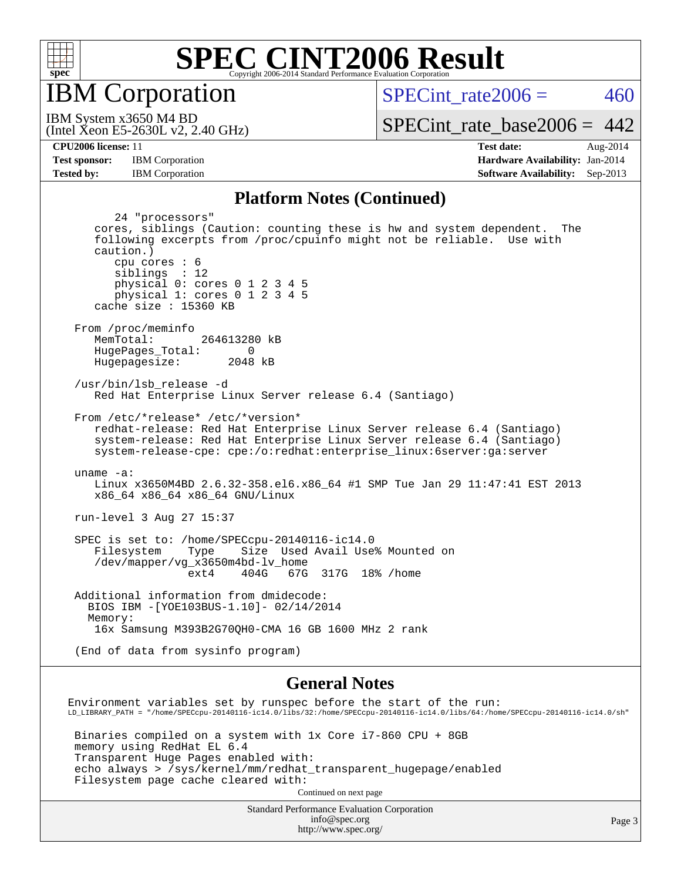# SPEC CINT2006 Result

## IBM Corporation

IBM System x3650 M4 BD
(Intel Xeon E5-2630L v2, 2.40 GHz)

SPECint_rate2006 = 460

SPECint_rate_base2006 = 442

| | | | |
|---|---|---|---|
| **CPU2006 license:** 11 | | **Test date:** | Aug-2014 |
| **Test sponsor:** | IBM Corporation | **Hardware Availability:** | Jan-2014 |
| **Tested by:** | IBM Corporation | **Software Availability:** | Sep-2013 |

## Platform Notes (Continued)

```
        24 "processors"
     cores, siblings (Caution: counting these is hw and system dependent.  The
     following excerpts from /proc/cpuinfo might not be reliable.  Use with
     caution.)
        cpu cores : 6
        siblings  : 12
        physical 0: cores 0 1 2 3 4 5
        physical 1: cores 0 1 2 3 4 5
     cache size : 15360 KB

  From /proc/meminfo
     MemTotal:       264613280 kB
     HugePages_Total:       0
     Hugepagesize:       2048 kB

  /usr/bin/lsb_release -d
     Red Hat Enterprise Linux Server release 6.4 (Santiago)

  From /etc/*release* /etc/*version*
     redhat-release: Red Hat Enterprise Linux Server release 6.4 (Santiago)
     system-release: Red Hat Enterprise Linux Server release 6.4 (Santiago)
     system-release-cpe: cpe:/o:redhat:enterprise_linux:6server:ga:server

  uname -a:
     Linux x3650M4BD 2.6.32-358.el6.x86_64 #1 SMP Tue Jan 29 11:47:41 EST 2013
     x86_64 x86_64 x86_64 GNU/Linux

  run-level 3 Aug 27 15:37

  SPEC is set to: /home/SPECcpu-20140116-ic14.0
     Filesystem    Type    Size  Used Avail Use% Mounted on
     /dev/mapper/vg_x3650m4bd-lv_home
                   ext4    404G   67G  317G  18% /home

  Additional information from dmidecode:
    BIOS IBM -[YOE103BUS-1.10]- 02/14/2014
    Memory:
     16x Samsung M393B2G70QH0-CMA 16 GB 1600 MHz 2 rank

  (End of data from sysinfo program)
```

## General Notes

```
Environment variables set by runspec before the start of the run:
LD_LIBRARY_PATH = "/home/SPECcpu-20140116-ic14.0/libs/32:/home/SPECcpu-20140116-ic14.0/libs/64:/home/SPECcpu-20140116-ic14.0/sh"

 Binaries compiled on a system with 1x Core i7-860 CPU + 8GB
 memory using RedHat EL 6.4
 Transparent Huge Pages enabled with:
 echo always > /sys/kernel/mm/redhat_transparent_hugepage/enabled
 Filesystem page cache cleared with:
```

Continued on next page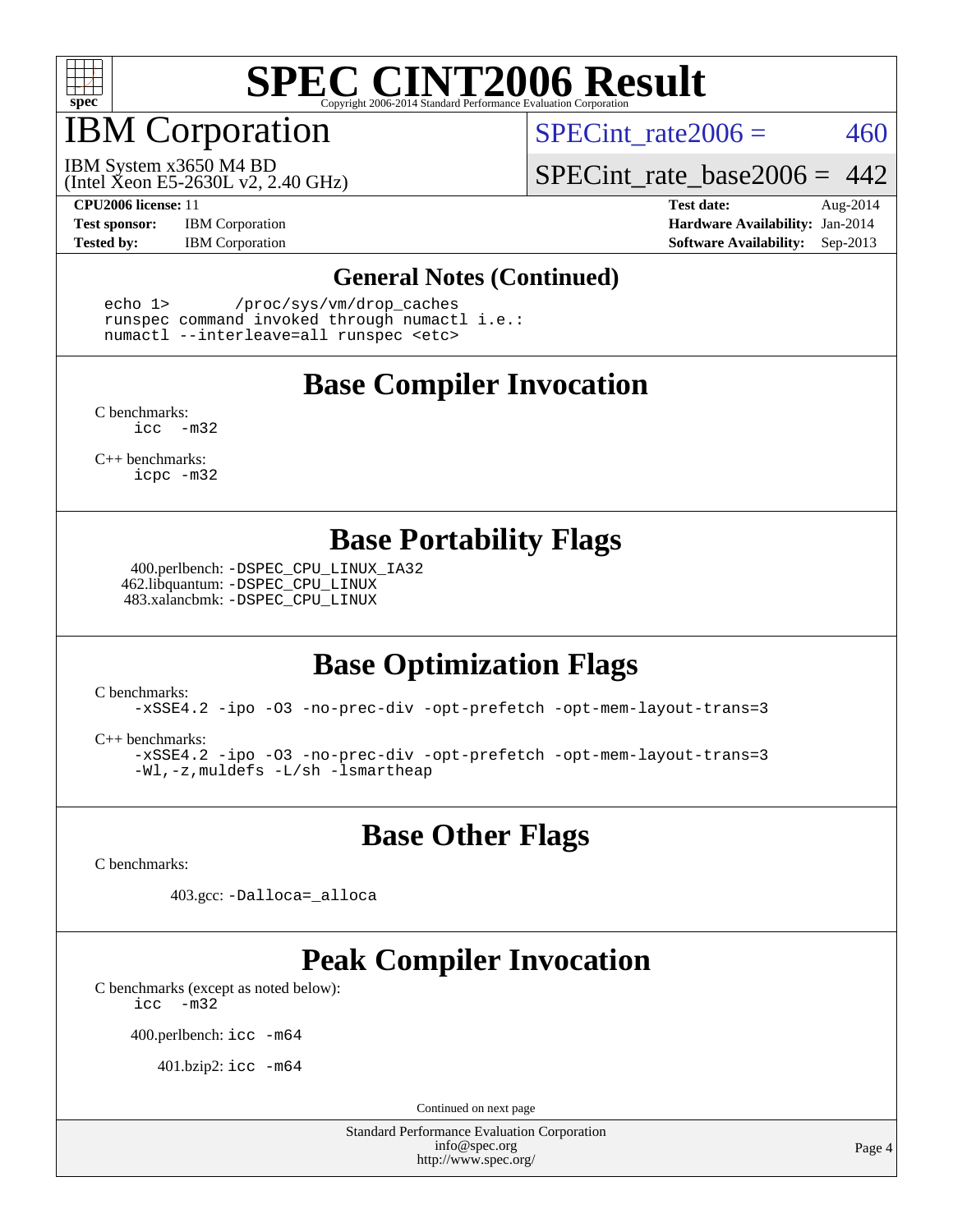# SPEC CINT2006 Result

Copyright 2006-2014 Standard Performance Evaluation Corporation

## IBM Corporation

IBM System x3650 M4 BD
(Intel Xeon E5-2630L v2, 2.40 GHz)

SPECint_rate2006 = 460

SPECint_rate_base2006 = 442

**CPU2006 license:** 11
**Test sponsor:** IBM Corporation
**Tested by:** IBM Corporation

**Test date:** Aug-2014
**Hardware Availability:** Jan-2014
**Software Availability:** Sep-2013

### General Notes (Continued)

```
echo 1>       /proc/sys/vm/drop_caches
runspec command invoked through numactl i.e.:
numactl --interleave=all runspec <etc>
```

### Base Compiler Invocation

C benchmarks:
```
icc  -m32
```

C++ benchmarks:
```
icpc -m32
```

### Base Portability Flags

400.perlbench: `-DSPEC_CPU_LINUX_IA32`
462.libquantum: `-DSPEC_CPU_LINUX`
483.xalancbmk: `-DSPEC_CPU_LINUX`

### Base Optimization Flags

C benchmarks:
```
-xSSE4.2 -ipo -O3 -no-prec-div -opt-prefetch -opt-mem-layout-trans=3
```

C++ benchmarks:
```
-xSSE4.2 -ipo -O3 -no-prec-div -opt-prefetch -opt-mem-layout-trans=3
-Wl,-z,muldefs -L/sh -lsmartheap
```

### Base Other Flags

C benchmarks:

403.gcc: `-Dalloca=_alloca`

### Peak Compiler Invocation

C benchmarks (except as noted below):
```
icc  -m32
```

400.perlbench: `icc -m64`

401.bzip2: `icc -m64`

Continued on next page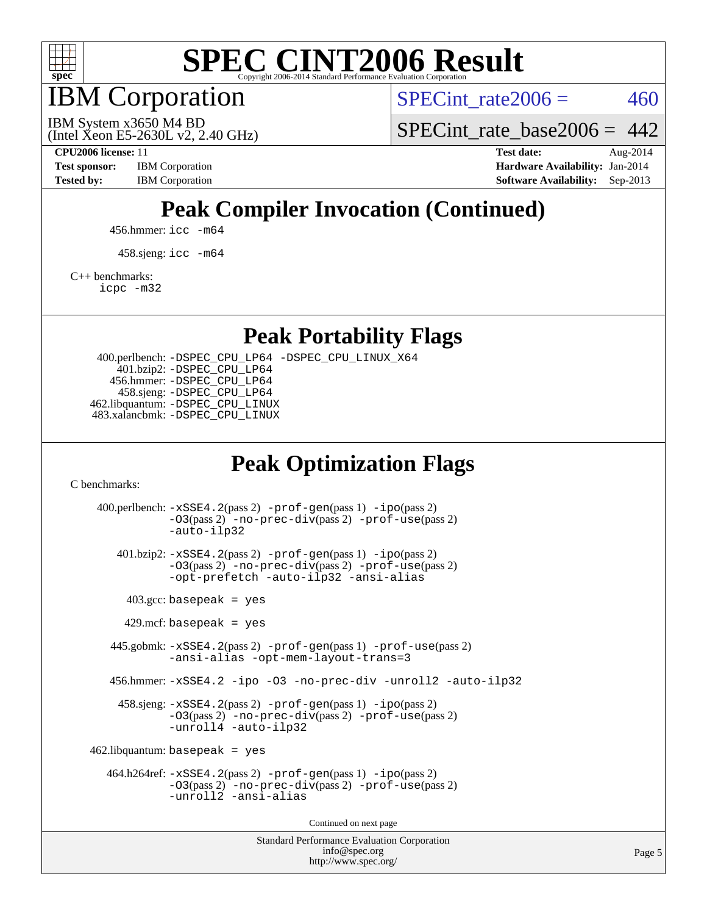# SPEC CINT2006 Result

## IBM Corporation

IBM System x3650 M4 BD
(Intel Xeon E5-2630L v2, 2.40 GHz)

SPECint_rate2006 = 460

SPECint_rate_base2006 = 442

**CPU2006 license:** 11
**Test sponsor:** IBM Corporation
**Tested by:** IBM Corporation

**Test date:** Aug-2014
**Hardware Availability:** Jan-2014
**Software Availability:** Sep-2013

## Peak Compiler Invocation (Continued)

456.hmmer: `icc -m64`

458.sjeng: `icc -m64`

C++ benchmarks:
`icpc -m32`

## Peak Portability Flags

400.perlbench: `-DSPEC_CPU_LP64 -DSPEC_CPU_LINUX_X64`
401.bzip2: `-DSPEC_CPU_LP64`
456.hmmer: `-DSPEC_CPU_LP64`
458.sjeng: `-DSPEC_CPU_LP64`
462.libquantum: `-DSPEC_CPU_LINUX`
483.xalancbmk: `-DSPEC_CPU_LINUX`

## Peak Optimization Flags

C benchmarks:

400.perlbench: `-xSSE4.2`(pass 2) `-prof-gen`(pass 1) `-ipo`(pass 2) `-O3`(pass 2) `-no-prec-div`(pass 2) `-prof-use`(pass 2) `-auto-ilp32`

401.bzip2: `-xSSE4.2`(pass 2) `-prof-gen`(pass 1) `-ipo`(pass 2) `-O3`(pass 2) `-no-prec-div`(pass 2) `-prof-use`(pass 2) `-opt-prefetch -auto-ilp32 -ansi-alias`

403.gcc: `basepeak = yes`

429.mcf: `basepeak = yes`

445.gobmk: `-xSSE4.2`(pass 2) `-prof-gen`(pass 1) `-prof-use`(pass 2) `-ansi-alias -opt-mem-layout-trans=3`

456.hmmer: `-xSSE4.2 -ipo -O3 -no-prec-div -unroll2 -auto-ilp32`

458.sjeng: `-xSSE4.2`(pass 2) `-prof-gen`(pass 1) `-ipo`(pass 2) `-O3`(pass 2) `-no-prec-div`(pass 2) `-prof-use`(pass 2) `-unroll4 -auto-ilp32`

462.libquantum: `basepeak = yes`

464.h264ref: `-xSSE4.2`(pass 2) `-prof-gen`(pass 1) `-ipo`(pass 2) `-O3`(pass 2) `-no-prec-div`(pass 2) `-prof-use`(pass 2) `-unroll2 -ansi-alias`

Continued on next page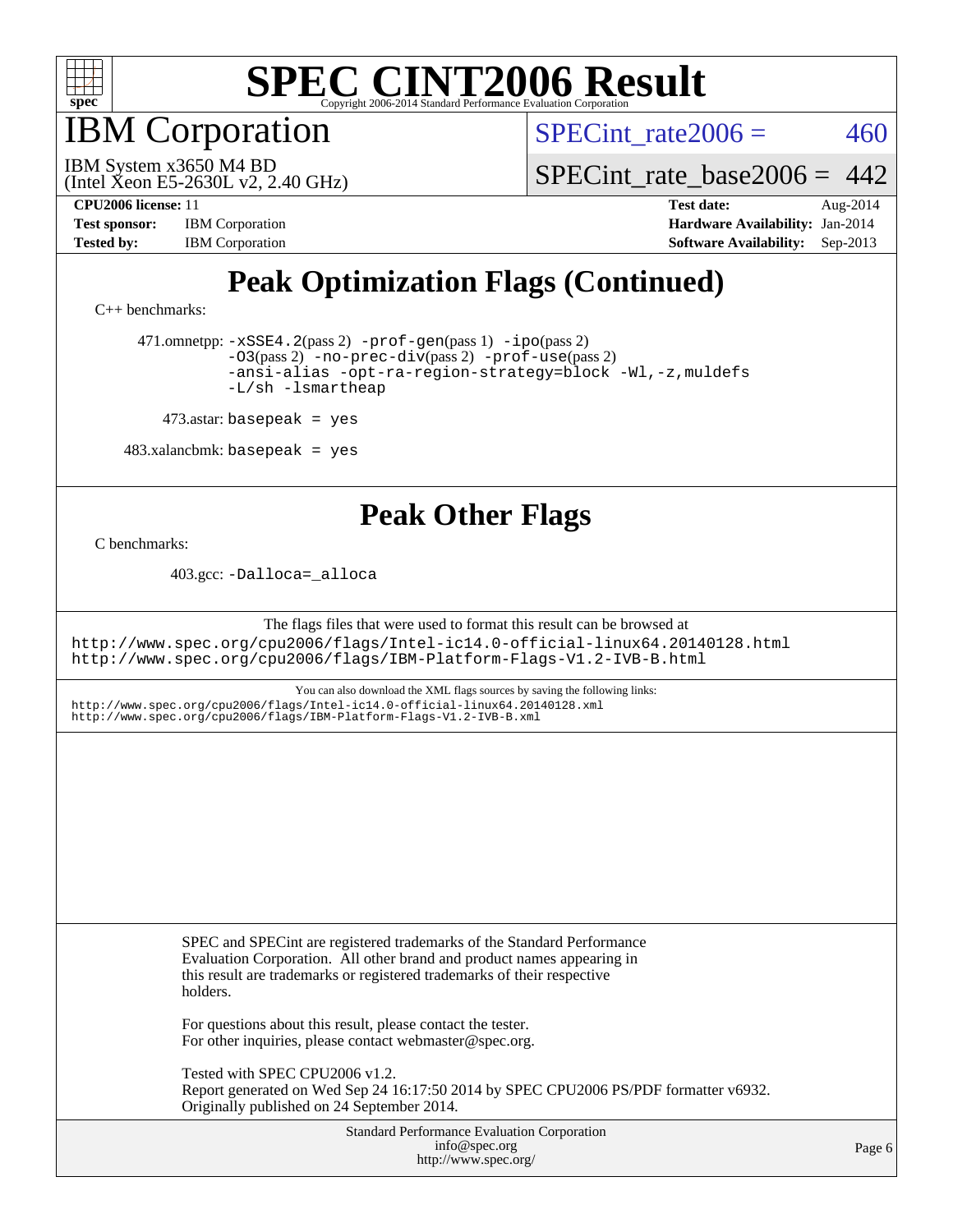# SPEC CINT2006 Result

Copyright 2006-2014 Standard Performance Evaluation Corporation

## IBM Corporation

IBM System x3650 M4 BD
(Intel Xeon E5-2630L v2, 2.40 GHz)

SPECint_rate2006 = 460

SPECint_rate_base2006 = 442

| | | | |
|---|---|---|---|
| **CPU2006 license:** | 11 | **Test date:** | Aug-2014 |
| **Test sponsor:** | IBM Corporation | **Hardware Availability:** | Jan-2014 |
| **Tested by:** | IBM Corporation | **Software Availability:** | Sep-2013 |

## Peak Optimization Flags (Continued)

C++ benchmarks:

471.omnetpp: `-xSSE4.2`(pass 2) `-prof-gen`(pass 1) `-ipo`(pass 2) `-O3`(pass 2) `-no-prec-div`(pass 2) `-prof-use`(pass 2) `-ansi-alias` `-opt-ra-region-strategy=block` `-Wl,-z,muldefs` `-L/sh -lsmartheap`

473.astar: `basepeak = yes`

483.xalancbmk: `basepeak = yes`

## Peak Other Flags

C benchmarks:

403.gcc: `-Dalloca=_alloca`

The flags files that were used to format this result can be browsed at
http://www.spec.org/cpu2006/flags/Intel-ic14.0-official-linux64.20140128.html
http://www.spec.org/cpu2006/flags/IBM-Platform-Flags-V1.2-IVB-B.html

You can also download the XML flags sources by saving the following links:
http://www.spec.org/cpu2006/flags/Intel-ic14.0-official-linux64.20140128.xml
http://www.spec.org/cpu2006/flags/IBM-Platform-Flags-V1.2-IVB-B.xml

SPEC and SPECint are registered trademarks of the Standard Performance Evaluation Corporation. All other brand and product names appearing in this result are trademarks or registered trademarks of their respective holders.

For questions about this result, please contact the tester.
For other inquiries, please contact webmaster@spec.org.

Tested with SPEC CPU2006 v1.2.
Report generated on Wed Sep 24 16:17:50 2014 by SPEC CPU2006 PS/PDF formatter v6932.
Originally published on 24 September 2014.

Standard Performance Evaluation Corporation
info@spec.org
http://www.spec.org/